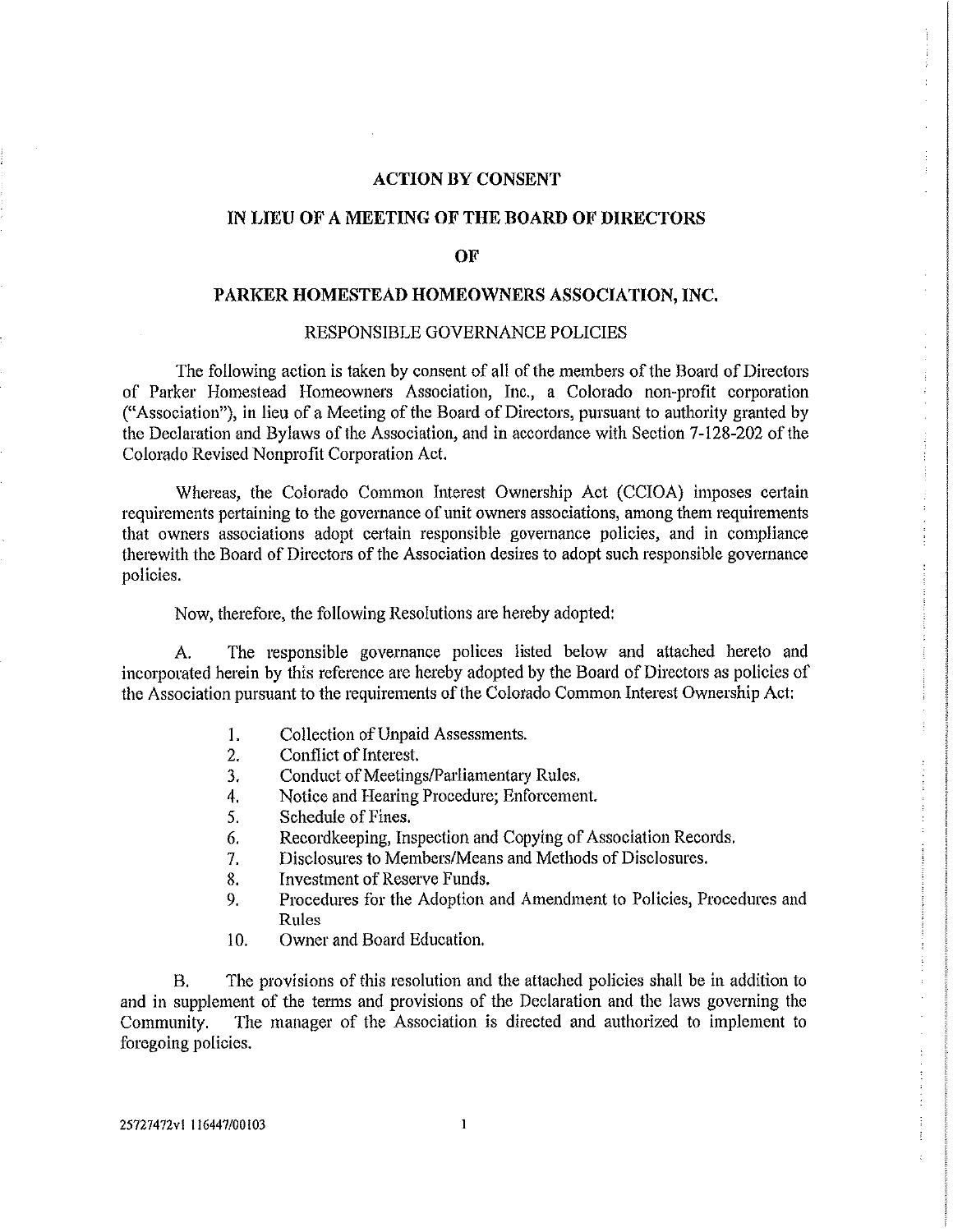# ACTION BY CONSENT

# IN LIEU OF A MEETING OF THE BOARD OF DIRECTORS

# OF

# PARKER HOMESTEAD HOMEOWNERS ASSOCIATION, INC.

## RESPONSIBLE GOVERNANCE POLICIES

The following action is taken by consent of all of the members of the Board of Directors of Parker Homestead Homeowners Association, Inc., a Colorado non-profit corporation ("Association"), in lieu of a Meeting of the Board of Directors, pursuant to authority granted by the Declaration and Bylaws of the Association, and in accordance with Section 7-128-202 of the Colorado Revised Nonprofit Corporation Act.

Whereas, the Colorado Common Interest Ownership Act (CCIOA) imposes certain requirements pertaining to the governance of unit owners associations, among them requirements that owners associations adopt certain responsible governance policies, and in compliance therewith the Board of Directors of the Association desires to adopt such responsible governance policies.

Now, therefore, the following Resolutions are hereby adopted:

A. The responsible governance polices listed below and attached hereto and incorporated herein by this reference are hereby adopted by the Board of Directors as policies of the Association pursuant to the requirements of the Colorado Common Interest Ownership Act:

1. Collection of Unpaid Assessments.
2. Conflict of Interest.
3. Conduct of Meetings/Parliamentary Rules.
4. Notice and Hearing Procedure; Enforcement.
5. Schedule of Fines.
6. Recordkeeping, Inspection and Copying of Association Records.
7. Disclosures to Members/Means and Methods of Disclosures.
8. Investment of Reserve Funds.
9. Procedures for the Adoption and Amendment to Policies, Procedures and Rules
10. Owner and Board Education.

B. The provisions of this resolution and the attached policies shall be in addition to and in supplement of the terms and provisions of the Declaration and the laws governing the Community. The manager of the Association is directed and authorized to implement to foregoing policies.

25727472v1 116447/00103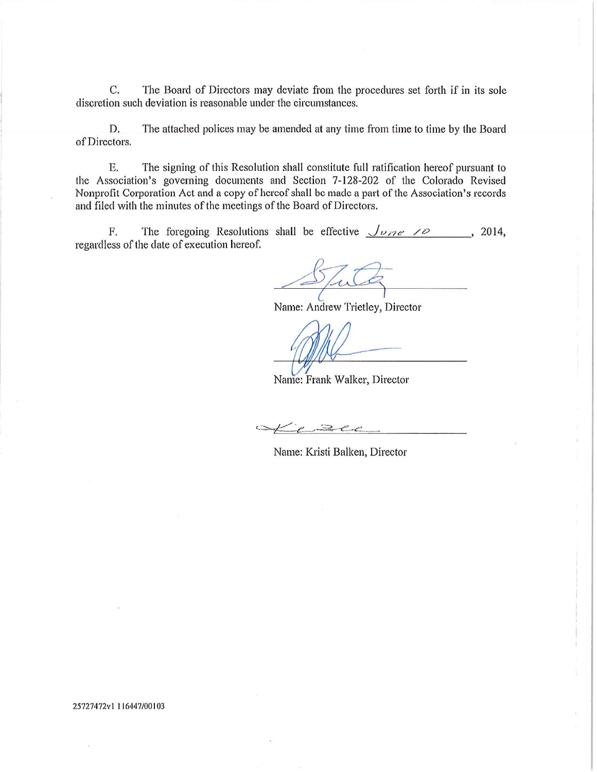C. The Board of Directors may deviate from the procedures set forth if in its sole discretion such deviation is reasonable under the circumstances.

D. The attached polices may be amended at any time from time to time by the Board of Directors.

E. The signing of this Resolution shall constitute full ratification hereof pursuant to the Association's governing documents and Section 7-128-202 of the Colorado Revised Nonprofit Corporation Act and a copy of hereof shall be made a part of the Association's records and filed with the minutes of the meetings of the Board of Directors.

F. The foregoing Resolutions shall be effective *June 10*, 2014, regardless of the date of execution hereof.

Name: Andrew Trietley, Director

Name: Frank Walker, Director

Name: Kristi Balken, Director

25727472v1 116447/00103